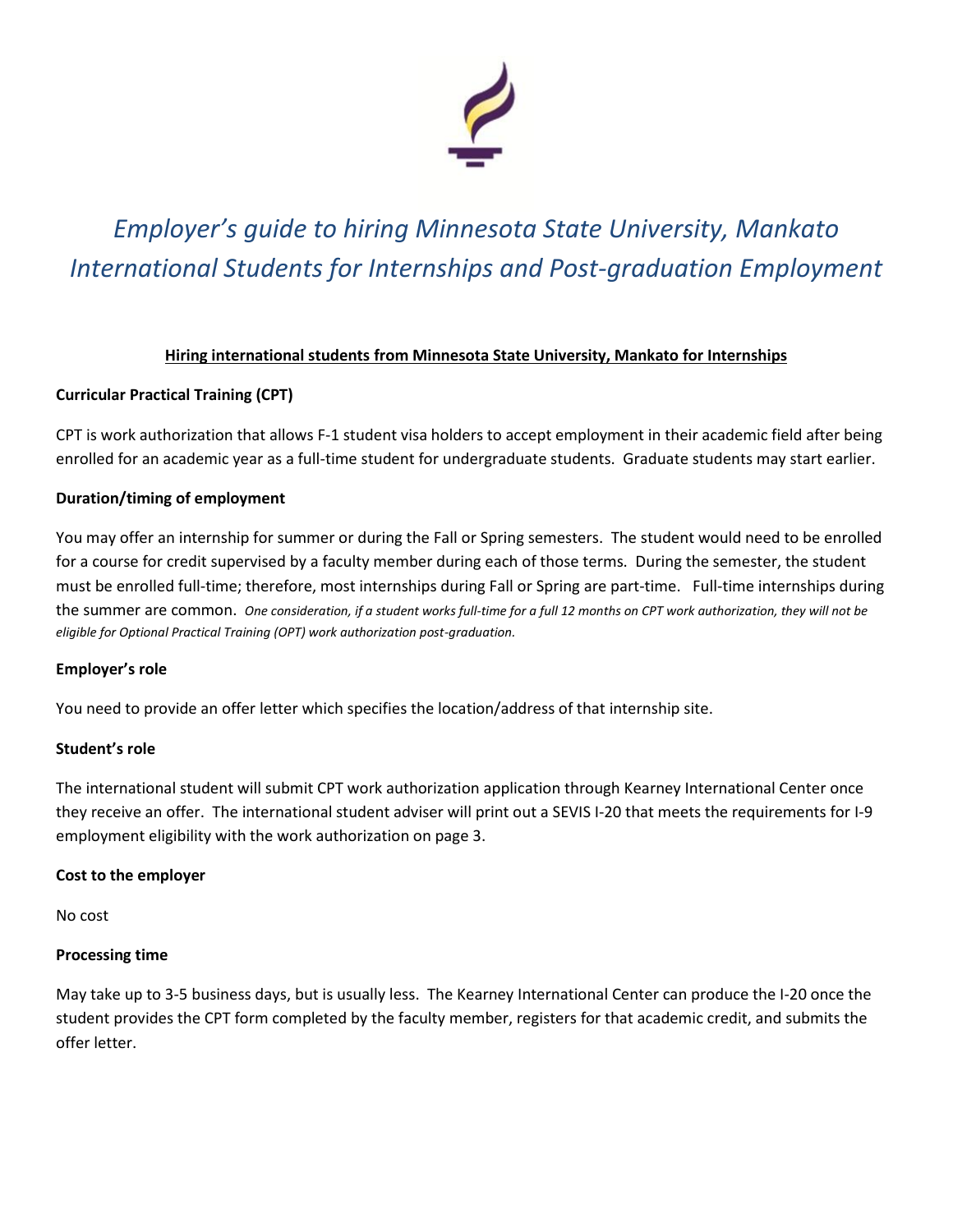# *Employer's guide to hiring Minnesota State University, Mankato International Students for Internships and Post-graduation Employment*

## Hiring international students from Minnesota State University, Mankato for Internships

### Curricular Practical Training (CPT)

CPT is work authorization that allows F-1 student visa holders to accept employment in their academic field after being enrolled for an academic year as a full-time student for undergraduate students. Graduate students may start earlier.

### Duration/timing of employment

You may offer an internship for summer or during the Fall or Spring semesters. The student would need to be enrolled for a course for credit supervised by a faculty member during each of those terms. During the semester, the student must be enrolled full-time; therefore, most internships during Fall or Spring are part-time. Full-time internships during the summer are common. *One consideration, if a student works full-time for a full 12 months on CPT work authorization, they will not be eligible for Optional Practical Training (OPT) work authorization post-graduation.*

### Employer's role

You need to provide an offer letter which specifies the location/address of that internship site.

### Student's role

The international student will submit CPT work authorization application through Kearney International Center once they receive an offer. The international student adviser will print out a SEVIS I-20 that meets the requirements for I-9 employment eligibility with the work authorization on page 3.

### Cost to the employer

No cost

### Processing time

May take up to 3-5 business days, but is usually less. The Kearney International Center can produce the I-20 once the student provides the CPT form completed by the faculty member, registers for that academic credit, and submits the offer letter.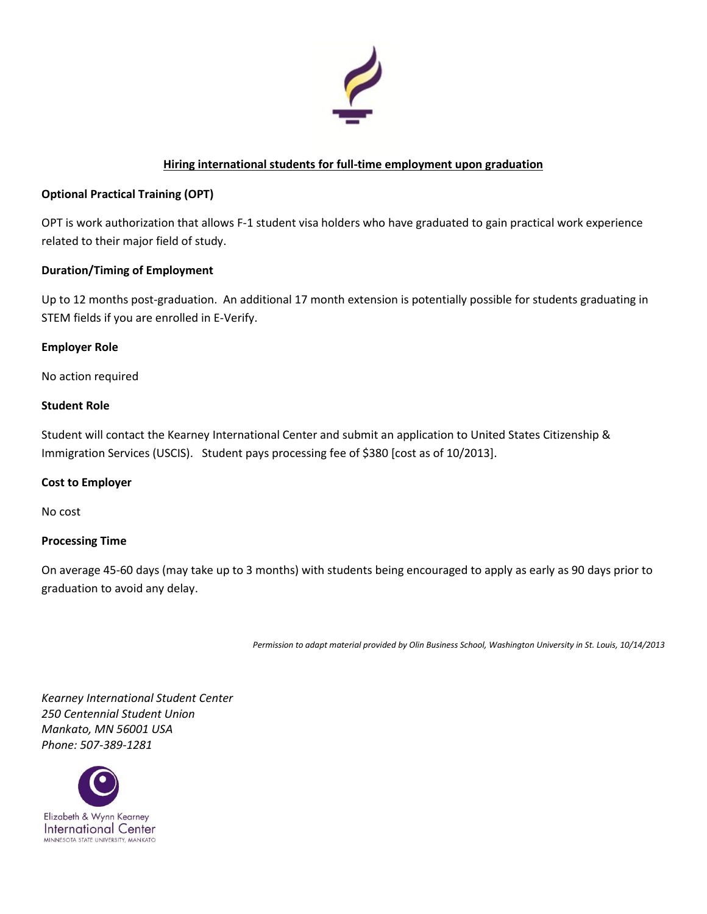## Hiring international students for full-time employment upon graduation

**Optional Practical Training (OPT)**

OPT is work authorization that allows F-1 student visa holders who have graduated to gain practical work experience related to their major field of study.

**Duration/Timing of Employment**

Up to 12 months post-graduation. An additional 17 month extension is potentially possible for students graduating in STEM fields if you are enrolled in E-Verify.

**Employer Role**

No action required

**Student Role**

Student will contact the Kearney International Center and submit an application to United States Citizenship & Immigration Services (USCIS). Student pays processing fee of $380 [cost as of 10/2013].

**Cost to Employer**

No cost

**Processing Time**

On average 45-60 days (may take up to 3 months) with students being encouraged to apply as early as 90 days prior to graduation to avoid any delay.

*Permission to adapt material provided by Olin Business School, Washington University in St. Louis, 10/14/2013*

*Kearney International Student Center*
*250 Centennial Student Union*
*Mankato, MN 56001 USA*
*Phone: 507-389-1281*

Elizabeth & Wynn Kearney
International Center
MINNESOTA STATE UNIVERSITY, MANKATO